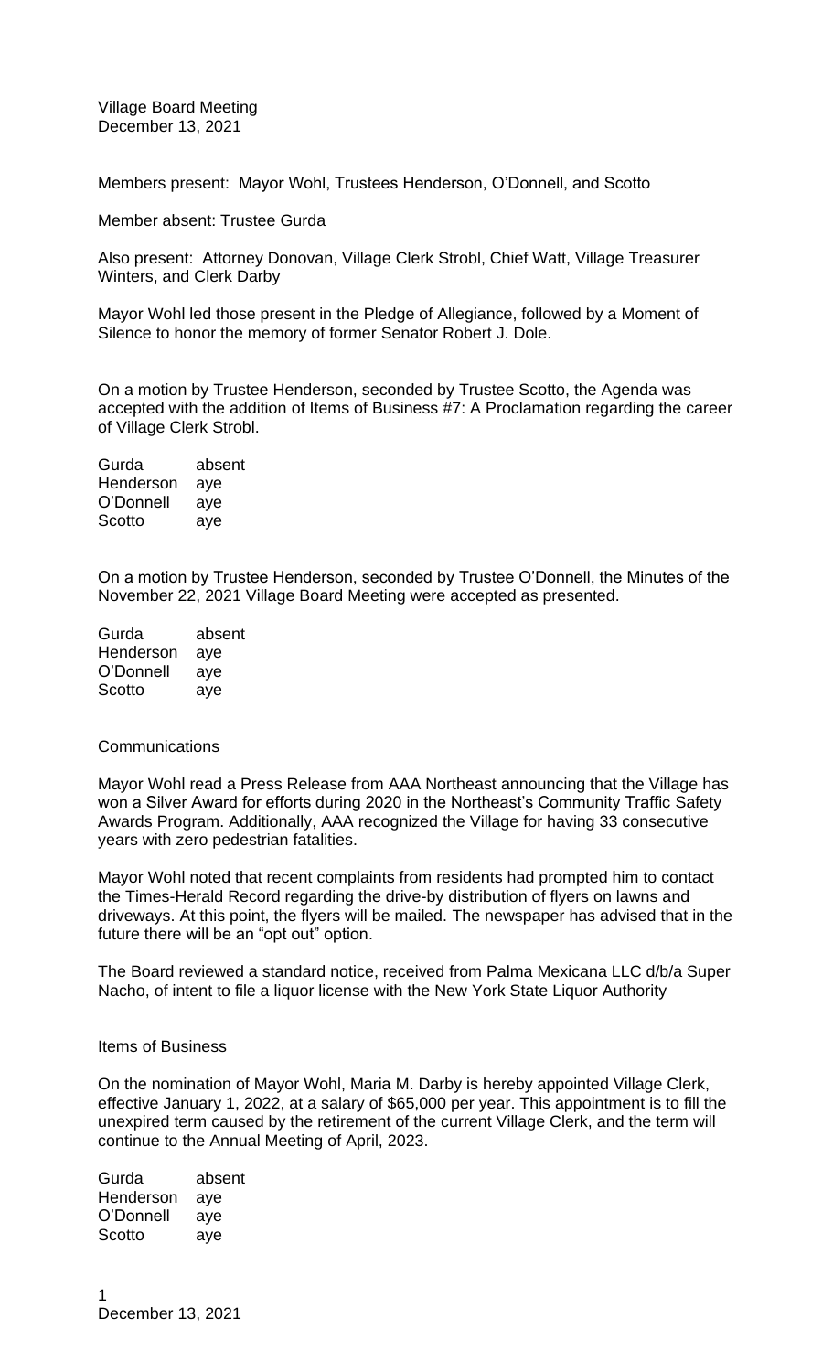Village Board Meeting
December 13, 2021

Members present: Mayor Wohl, Trustees Henderson, O'Donnell, and Scotto

Member absent: Trustee Gurda

Also present: Attorney Donovan, Village Clerk Strobl, Chief Watt, Village Treasurer Winters, and Clerk Darby

Mayor Wohl led those present in the Pledge of Allegiance, followed by a Moment of Silence to honor the memory of former Senator Robert J. Dole.

On a motion by Trustee Henderson, seconded by Trustee Scotto, the Agenda was accepted with the addition of Items of Business #7: A Proclamation regarding the career of Village Clerk Strobl.

| | |
|---|---|
| Gurda | absent |
| Henderson | aye |
| O'Donnell | aye |
| Scotto | aye |

On a motion by Trustee Henderson, seconded by Trustee O'Donnell, the Minutes of the November 22, 2021 Village Board Meeting were accepted as presented.

| | |
|---|---|
| Gurda | absent |
| Henderson | aye |
| O'Donnell | aye |
| Scotto | aye |

Communications

Mayor Wohl read a Press Release from AAA Northeast announcing that the Village has won a Silver Award for efforts during 2020 in the Northeast's Community Traffic Safety Awards Program. Additionally, AAA recognized the Village for having 33 consecutive years with zero pedestrian fatalities.

Mayor Wohl noted that recent complaints from residents had prompted him to contact the Times-Herald Record regarding the drive-by distribution of flyers on lawns and driveways. At this point, the flyers will be mailed. The newspaper has advised that in the future there will be an "opt out" option.

The Board reviewed a standard notice, received from Palma Mexicana LLC d/b/a Super Nacho, of intent to file a liquor license with the New York State Liquor Authority

Items of Business

On the nomination of Mayor Wohl, Maria M. Darby is hereby appointed Village Clerk, effective January 1, 2022, at a salary of $65,000 per year. This appointment is to fill the unexpired term caused by the retirement of the current Village Clerk, and the term will continue to the Annual Meeting of April, 2023.

| | |
|---|---|
| Gurda | absent |
| Henderson | aye |
| O'Donnell | aye |
| Scotto | aye |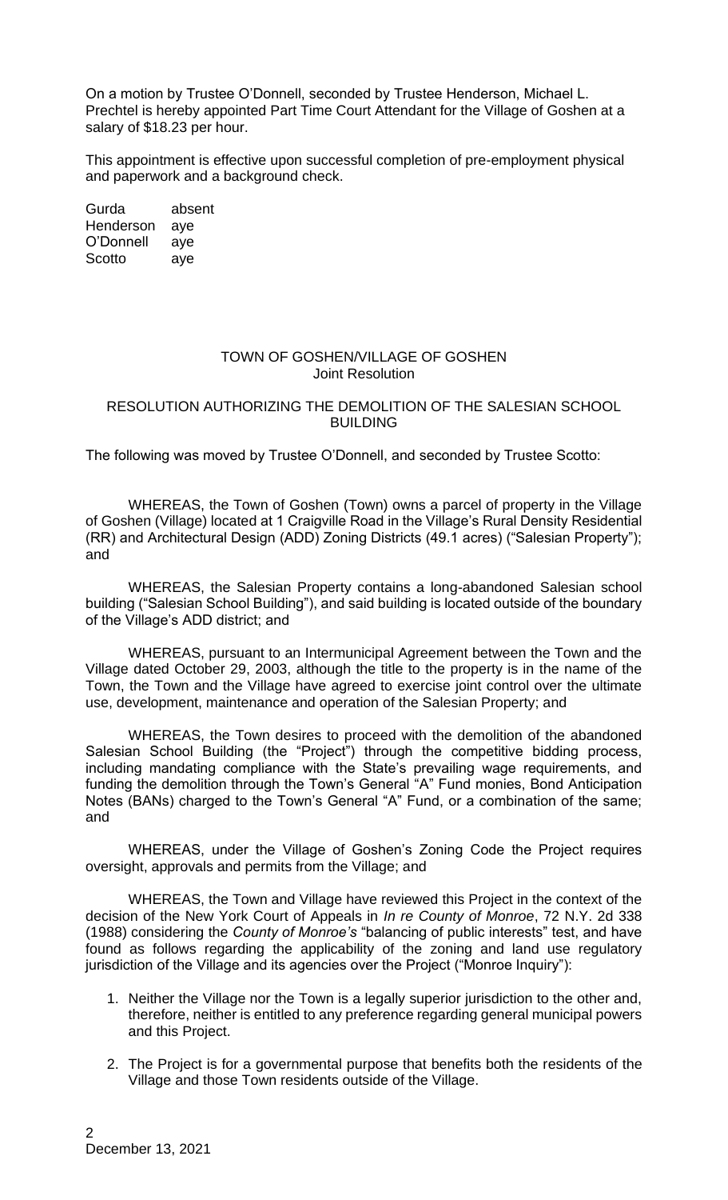On a motion by Trustee O'Donnell, seconded by Trustee Henderson, Michael L. Prechtel is hereby appointed Part Time Court Attendant for the Village of Goshen at a salary of $18.23 per hour.

This appointment is effective upon successful completion of pre-employment physical and paperwork and a background check.

| | |
|---|---|
| Gurda | absent |
| Henderson | aye |
| O'Donnell | aye |
| Scotto | aye |

TOWN OF GOSHEN/VILLAGE OF GOSHEN
Joint Resolution

RESOLUTION AUTHORIZING THE DEMOLITION OF THE SALESIAN SCHOOL BUILDING

The following was moved by Trustee O'Donnell, and seconded by Trustee Scotto:

WHEREAS, the Town of Goshen (Town) owns a parcel of property in the Village of Goshen (Village) located at 1 Craigville Road in the Village's Rural Density Residential (RR) and Architectural Design (ADD) Zoning Districts (49.1 acres) ("Salesian Property"); and

WHEREAS, the Salesian Property contains a long-abandoned Salesian school building ("Salesian School Building"), and said building is located outside of the boundary of the Village's ADD district; and

WHEREAS, pursuant to an Intermunicipal Agreement between the Town and the Village dated October 29, 2003, although the title to the property is in the name of the Town, the Town and the Village have agreed to exercise joint control over the ultimate use, development, maintenance and operation of the Salesian Property; and

WHEREAS, the Town desires to proceed with the demolition of the abandoned Salesian School Building (the "Project") through the competitive bidding process, including mandating compliance with the State's prevailing wage requirements, and funding the demolition through the Town's General "A" Fund monies, Bond Anticipation Notes (BANs) charged to the Town's General "A" Fund, or a combination of the same; and

WHEREAS, under the Village of Goshen's Zoning Code the Project requires oversight, approvals and permits from the Village; and

WHEREAS, the Town and Village have reviewed this Project in the context of the decision of the New York Court of Appeals in *In re County of Monroe*, 72 N.Y. 2d 338 (1988) considering the *County of Monroe's* "balancing of public interests" test, and have found as follows regarding the applicability of the zoning and land use regulatory jurisdiction of the Village and its agencies over the Project ("Monroe Inquiry"):

1. Neither the Village nor the Town is a legally superior jurisdiction to the other and, therefore, neither is entitled to any preference regarding general municipal powers and this Project.
2. The Project is for a governmental purpose that benefits both the residents of the Village and those Town residents outside of the Village.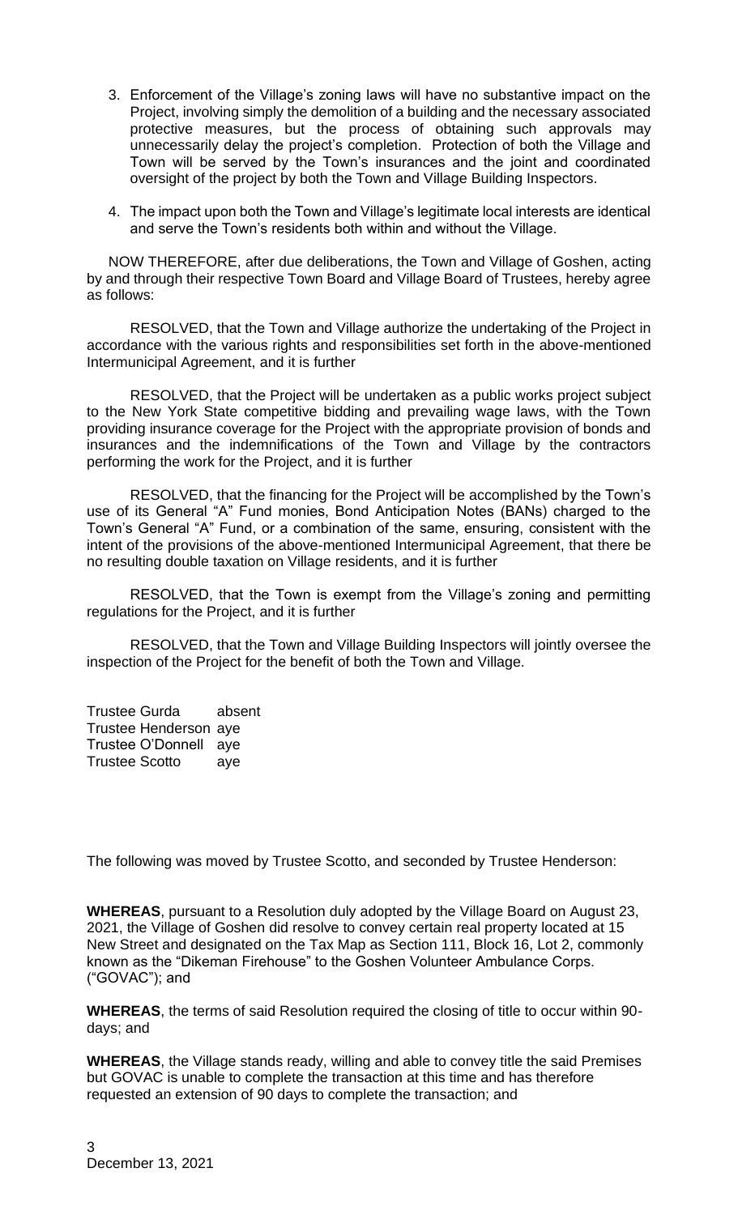3. Enforcement of the Village's zoning laws will have no substantive impact on the Project, involving simply the demolition of a building and the necessary associated protective measures, but the process of obtaining such approvals may unnecessarily delay the project's completion. Protection of both the Village and Town will be served by the Town's insurances and the joint and coordinated oversight of the project by both the Town and Village Building Inspectors.

4. The impact upon both the Town and Village's legitimate local interests are identical and serve the Town's residents both within and without the Village.

NOW THEREFORE, after due deliberations, the Town and Village of Goshen, acting by and through their respective Town Board and Village Board of Trustees, hereby agree as follows:

RESOLVED, that the Town and Village authorize the undertaking of the Project in accordance with the various rights and responsibilities set forth in the above-mentioned Intermunicipal Agreement, and it is further

RESOLVED, that the Project will be undertaken as a public works project subject to the New York State competitive bidding and prevailing wage laws, with the Town providing insurance coverage for the Project with the appropriate provision of bonds and insurances and the indemnifications of the Town and Village by the contractors performing the work for the Project, and it is further

RESOLVED, that the financing for the Project will be accomplished by the Town's use of its General "A" Fund monies, Bond Anticipation Notes (BANs) charged to the Town's General "A" Fund, or a combination of the same, ensuring, consistent with the intent of the provisions of the above-mentioned Intermunicipal Agreement, that there be no resulting double taxation on Village residents, and it is further

RESOLVED, that the Town is exempt from the Village's zoning and permitting regulations for the Project, and it is further

RESOLVED, that the Town and Village Building Inspectors will jointly oversee the inspection of the Project for the benefit of both the Town and Village.

Trustee Gurda absent
Trustee Henderson aye
Trustee O'Donnell aye
Trustee Scotto aye

The following was moved by Trustee Scotto, and seconded by Trustee Henderson:

**WHEREAS**, pursuant to a Resolution duly adopted by the Village Board on August 23, 2021, the Village of Goshen did resolve to convey certain real property located at 15 New Street and designated on the Tax Map as Section 111, Block 16, Lot 2, commonly known as the "Dikeman Firehouse" to the Goshen Volunteer Ambulance Corps. ("GOVAC"); and

**WHEREAS**, the terms of said Resolution required the closing of title to occur within 90-days; and

**WHEREAS**, the Village stands ready, willing and able to convey title the said Premises but GOVAC is unable to complete the transaction at this time and has therefore requested an extension of 90 days to complete the transaction; and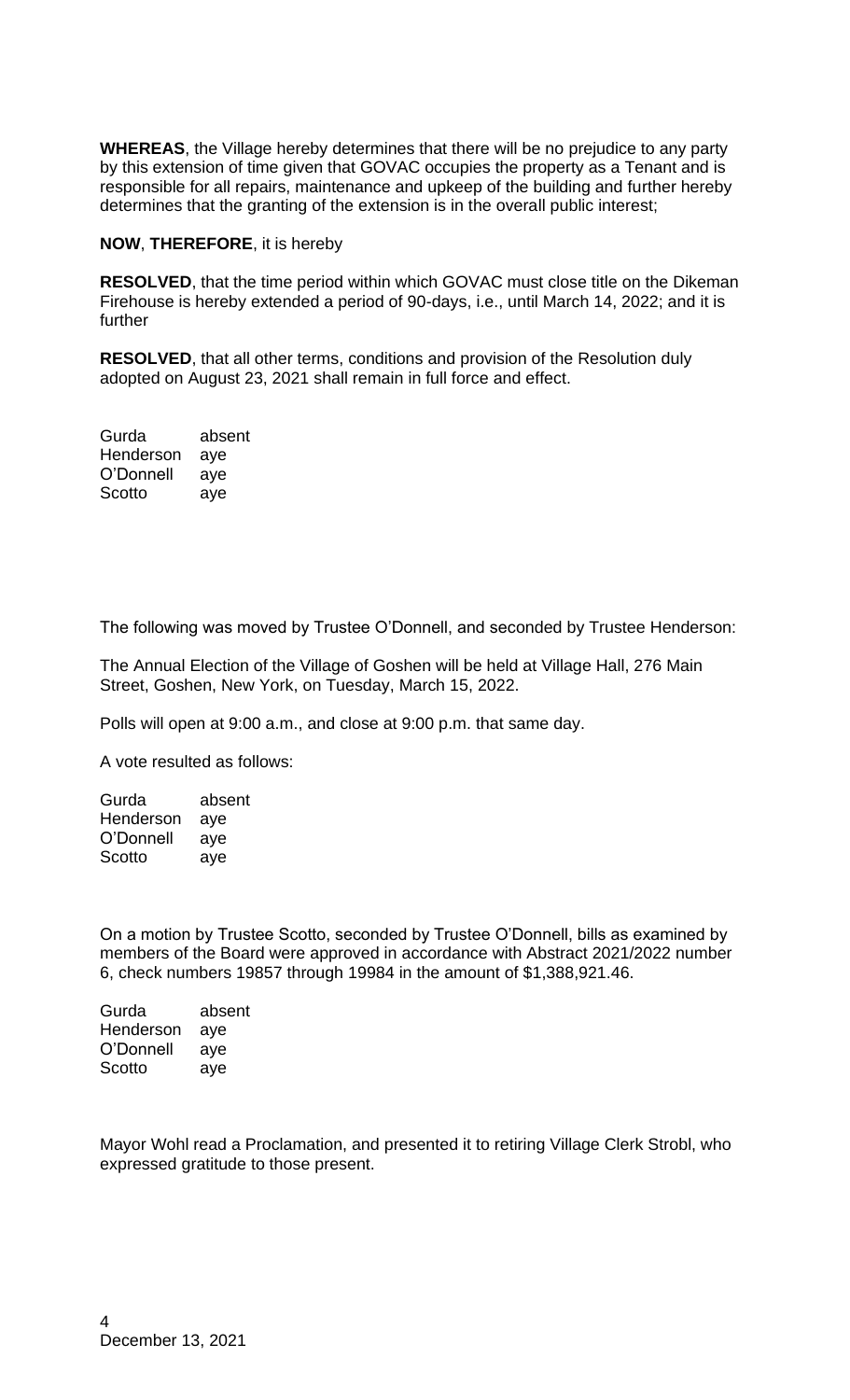**WHEREAS**, the Village hereby determines that there will be no prejudice to any party by this extension of time given that GOVAC occupies the property as a Tenant and is responsible for all repairs, maintenance and upkeep of the building and further hereby determines that the granting of the extension is in the overall public interest;

**NOW**, **THEREFORE**, it is hereby

**RESOLVED**, that the time period within which GOVAC must close title on the Dikeman Firehouse is hereby extended a period of 90-days, i.e., until March 14, 2022; and it is further

**RESOLVED**, that all other terms, conditions and provision of the Resolution duly adopted on August 23, 2021 shall remain in full force and effect.

Gurda absent
Henderson aye
O'Donnell aye
Scotto aye

The following was moved by Trustee O'Donnell, and seconded by Trustee Henderson:

The Annual Election of the Village of Goshen will be held at Village Hall, 276 Main Street, Goshen, New York, on Tuesday, March 15, 2022.

Polls will open at 9:00 a.m., and close at 9:00 p.m. that same day.

A vote resulted as follows:

Gurda absent
Henderson aye
O'Donnell aye
Scotto aye

On a motion by Trustee Scotto, seconded by Trustee O'Donnell, bills as examined by members of the Board were approved in accordance with Abstract 2021/2022 number 6, check numbers 19857 through 19984 in the amount of $1,388,921.46.

Gurda absent
Henderson aye
O'Donnell aye
Scotto aye

Mayor Wohl read a Proclamation, and presented it to retiring Village Clerk Strobl, who expressed gratitude to those present.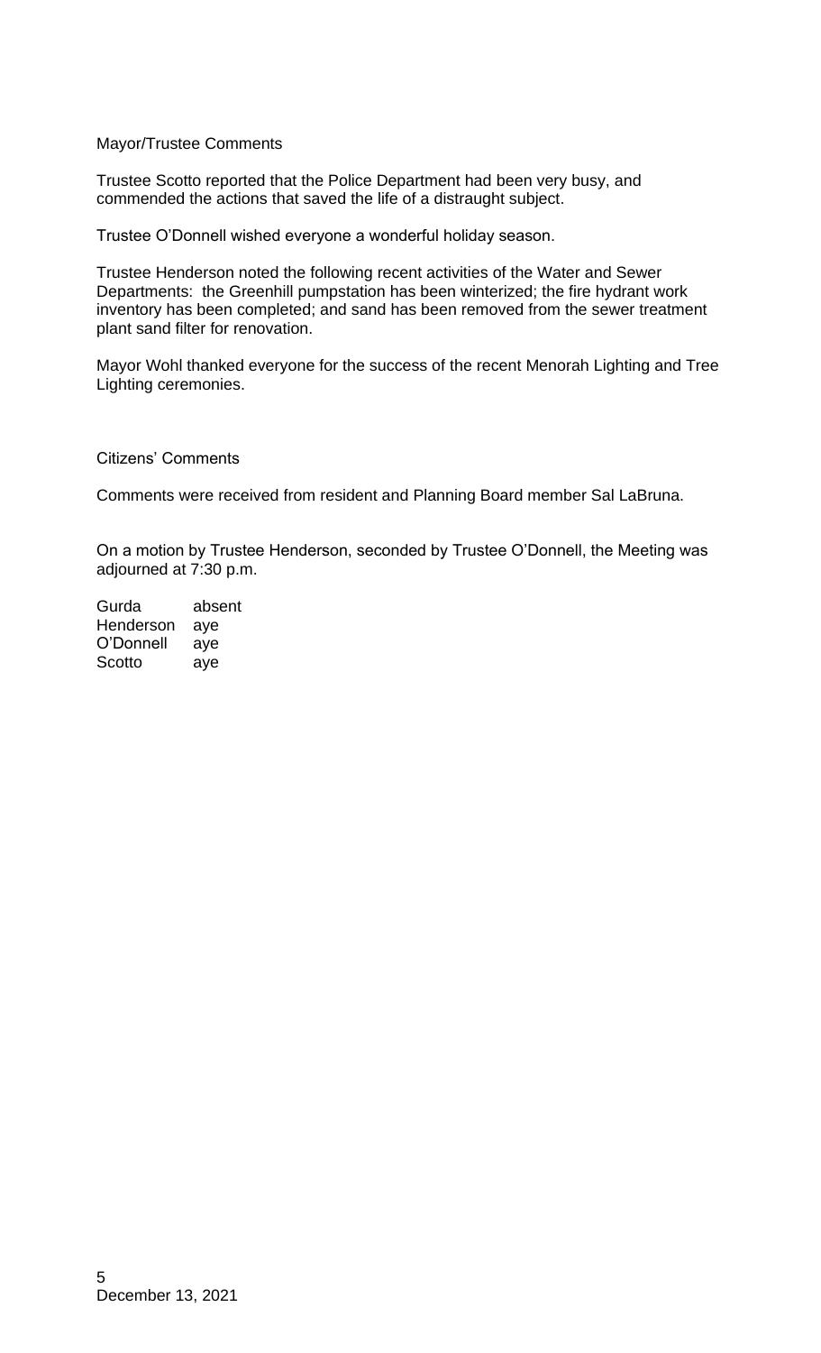Mayor/Trustee Comments

Trustee Scotto reported that the Police Department had been very busy, and commended the actions that saved the life of a distraught subject.

Trustee O'Donnell wished everyone a wonderful holiday season.

Trustee Henderson noted the following recent activities of the Water and Sewer Departments: the Greenhill pumpstation has been winterized; the fire hydrant work inventory has been completed; and sand has been removed from the sewer treatment plant sand filter for renovation.

Mayor Wohl thanked everyone for the success of the recent Menorah Lighting and Tree Lighting ceremonies.

Citizens' Comments

Comments were received from resident and Planning Board member Sal LaBruna.

On a motion by Trustee Henderson, seconded by Trustee O'Donnell, the Meeting was adjourned at 7:30 p.m.

| | |
|---|---|
| Gurda | absent |
| Henderson | aye |
| O'Donnell | aye |
| Scotto | aye |

December 13, 2021